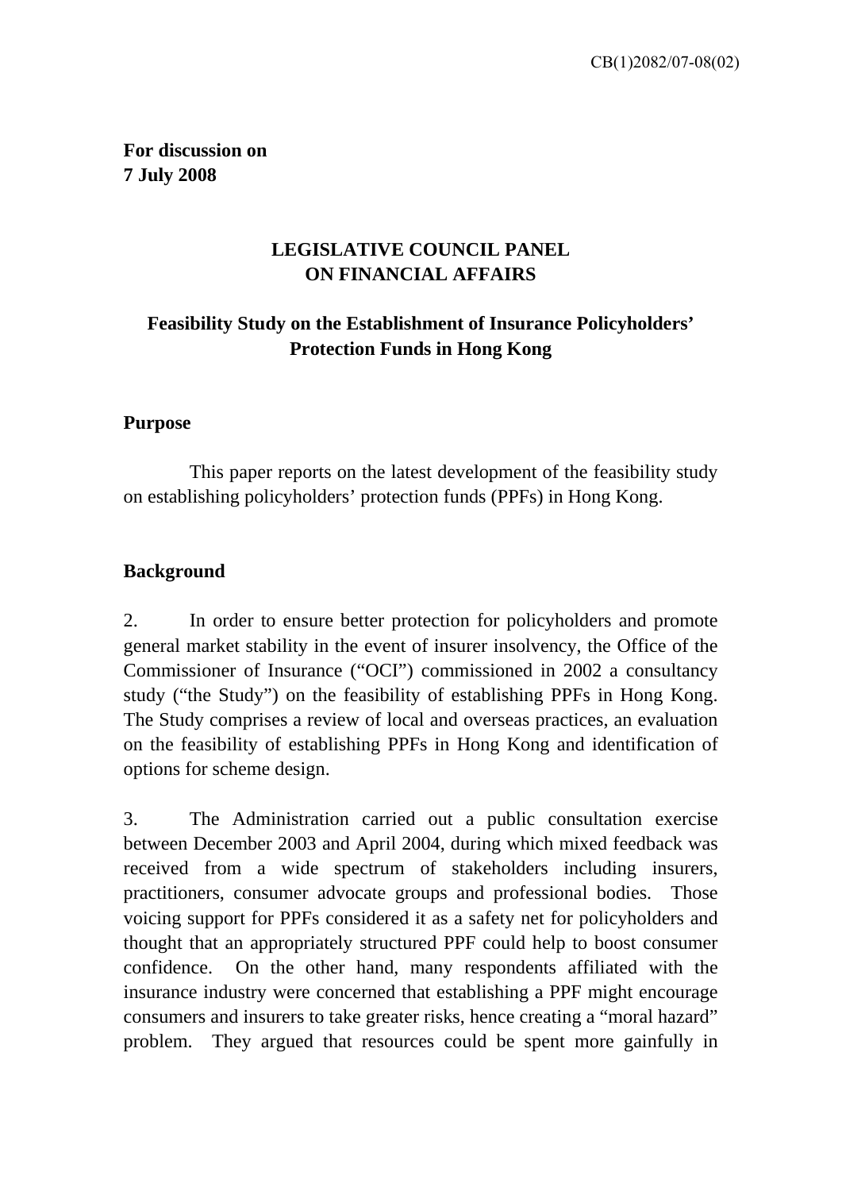CB(1)2082/07-08(02)

**For discussion on**
**7 July 2008**

# LEGISLATIVE COUNCIL PANEL ON FINANCIAL AFFAIRS

## Feasibility Study on the Establishment of Insurance Policyholders' Protection Funds in Hong Kong

### Purpose

This paper reports on the latest development of the feasibility study on establishing policyholders' protection funds (PPFs) in Hong Kong.

### Background

2. In order to ensure better protection for policyholders and promote general market stability in the event of insurer insolvency, the Office of the Commissioner of Insurance ("OCI") commissioned in 2002 a consultancy study ("the Study") on the feasibility of establishing PPFs in Hong Kong. The Study comprises a review of local and overseas practices, an evaluation on the feasibility of establishing PPFs in Hong Kong and identification of options for scheme design.

3. The Administration carried out a public consultation exercise between December 2003 and April 2004, during which mixed feedback was received from a wide spectrum of stakeholders including insurers, practitioners, consumer advocate groups and professional bodies. Those voicing support for PPFs considered it as a safety net for policyholders and thought that an appropriately structured PPF could help to boost consumer confidence. On the other hand, many respondents affiliated with the insurance industry were concerned that establishing a PPF might encourage consumers and insurers to take greater risks, hence creating a "moral hazard" problem. They argued that resources could be spent more gainfully in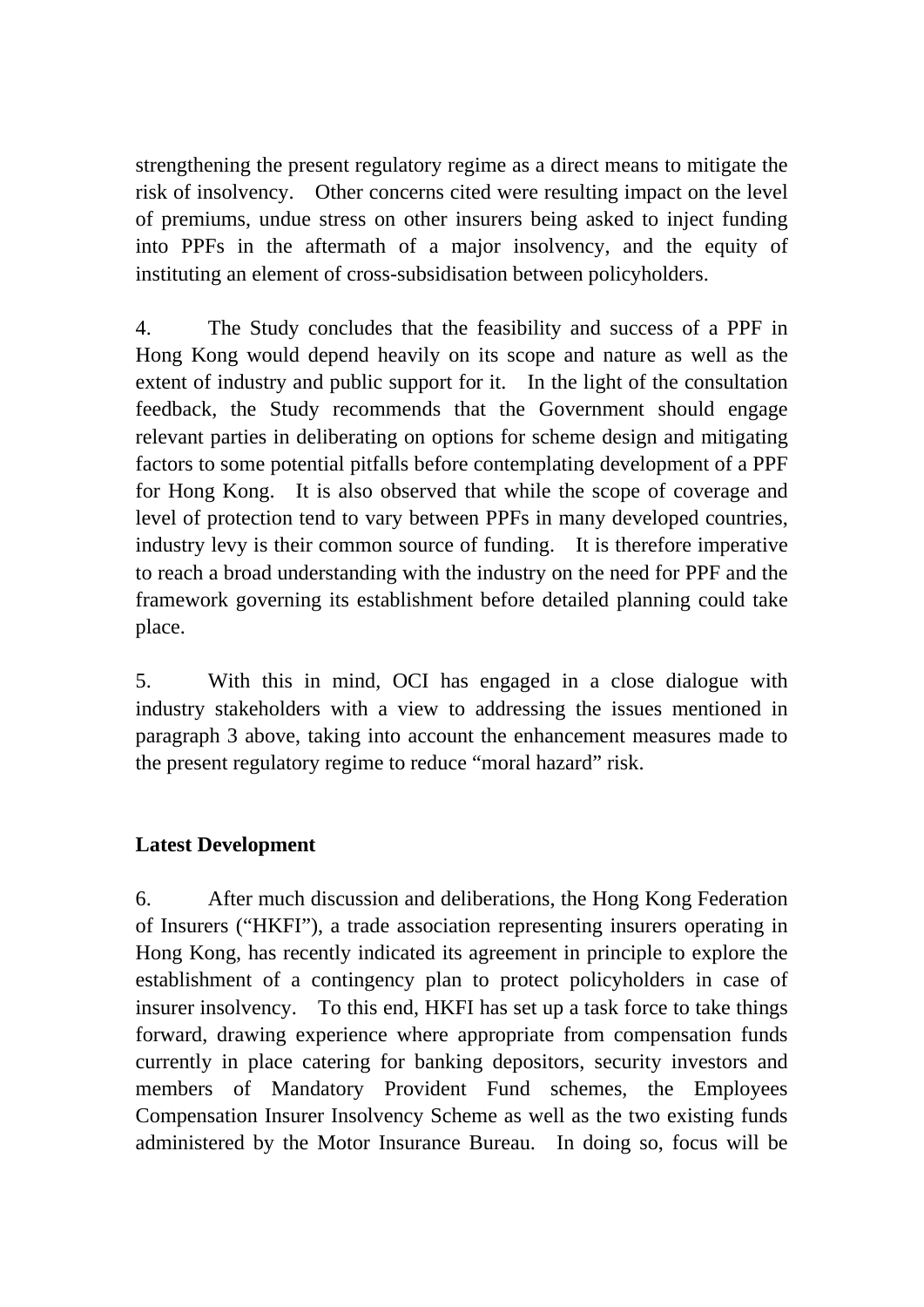strengthening the present regulatory regime as a direct means to mitigate the risk of insolvency. Other concerns cited were resulting impact on the level of premiums, undue stress on other insurers being asked to inject funding into PPFs in the aftermath of a major insolvency, and the equity of instituting an element of cross-subsidisation between policyholders.

4. The Study concludes that the feasibility and success of a PPF in Hong Kong would depend heavily on its scope and nature as well as the extent of industry and public support for it. In the light of the consultation feedback, the Study recommends that the Government should engage relevant parties in deliberating on options for scheme design and mitigating factors to some potential pitfalls before contemplating development of a PPF for Hong Kong. It is also observed that while the scope of coverage and level of protection tend to vary between PPFs in many developed countries, industry levy is their common source of funding. It is therefore imperative to reach a broad understanding with the industry on the need for PPF and the framework governing its establishment before detailed planning could take place.

5. With this in mind, OCI has engaged in a close dialogue with industry stakeholders with a view to addressing the issues mentioned in paragraph 3 above, taking into account the enhancement measures made to the present regulatory regime to reduce "moral hazard" risk.

**Latest Development**

6. After much discussion and deliberations, the Hong Kong Federation of Insurers ("HKFI"), a trade association representing insurers operating in Hong Kong, has recently indicated its agreement in principle to explore the establishment of a contingency plan to protect policyholders in case of insurer insolvency. To this end, HKFI has set up a task force to take things forward, drawing experience where appropriate from compensation funds currently in place catering for banking depositors, security investors and members of Mandatory Provident Fund schemes, the Employees Compensation Insurer Insolvency Scheme as well as the two existing funds administered by the Motor Insurance Bureau. In doing so, focus will be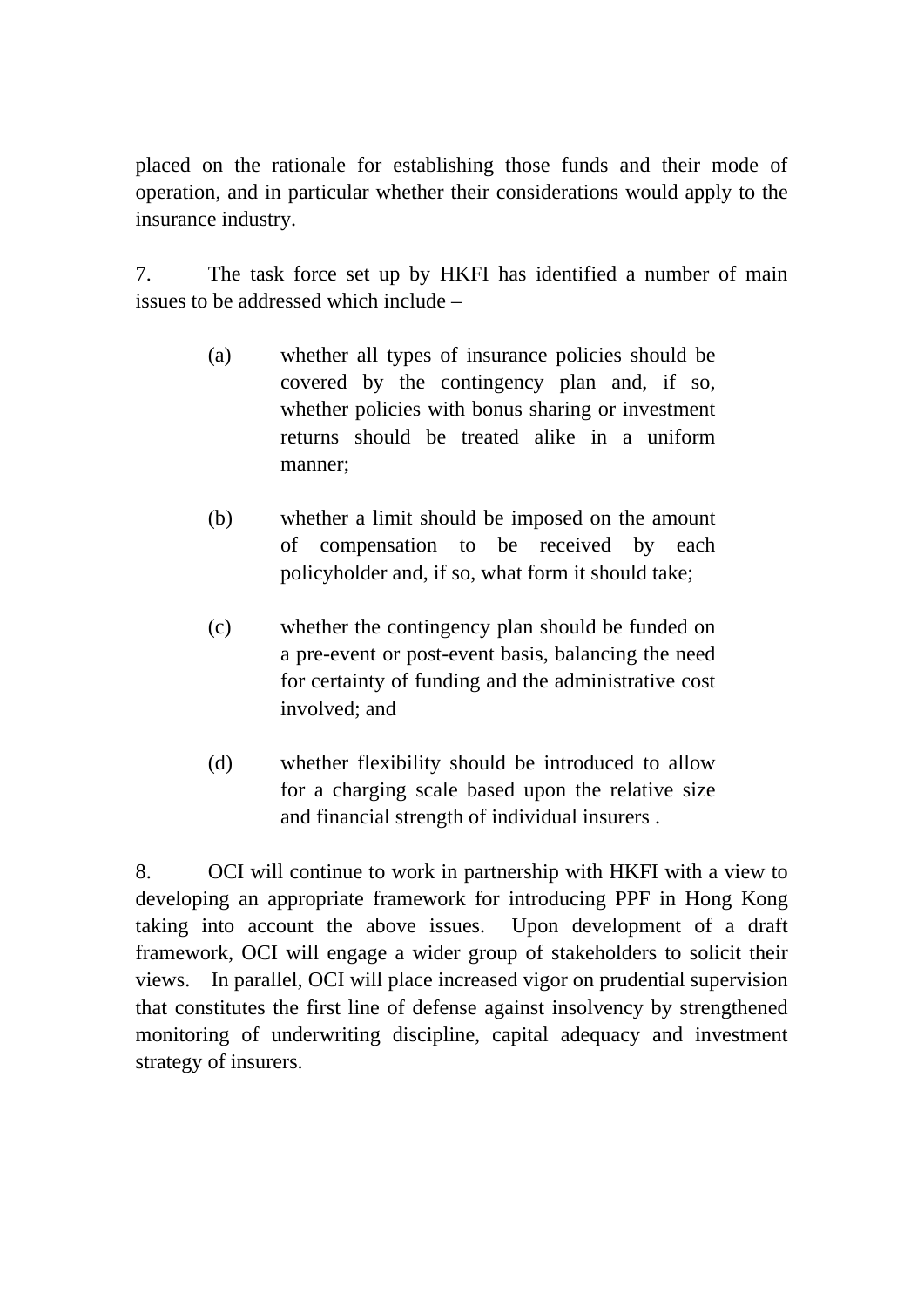placed on the rationale for establishing those funds and their mode of operation, and in particular whether their considerations would apply to the insurance industry.

7. The task force set up by HKFI has identified a number of main issues to be addressed which include –

(a) whether all types of insurance policies should be covered by the contingency plan and, if so, whether policies with bonus sharing or investment returns should be treated alike in a uniform manner;

(b) whether a limit should be imposed on the amount of compensation to be received by each policyholder and, if so, what form it should take;

(c) whether the contingency plan should be funded on a pre-event or post-event basis, balancing the need for certainty of funding and the administrative cost involved; and

(d) whether flexibility should be introduced to allow for a charging scale based upon the relative size and financial strength of individual insurers .

8. OCI will continue to work in partnership with HKFI with a view to developing an appropriate framework for introducing PPF in Hong Kong taking into account the above issues. Upon development of a draft framework, OCI will engage a wider group of stakeholders to solicit their views. In parallel, OCI will place increased vigor on prudential supervision that constitutes the first line of defense against insolvency by strengthened monitoring of underwriting discipline, capital adequacy and investment strategy of insurers.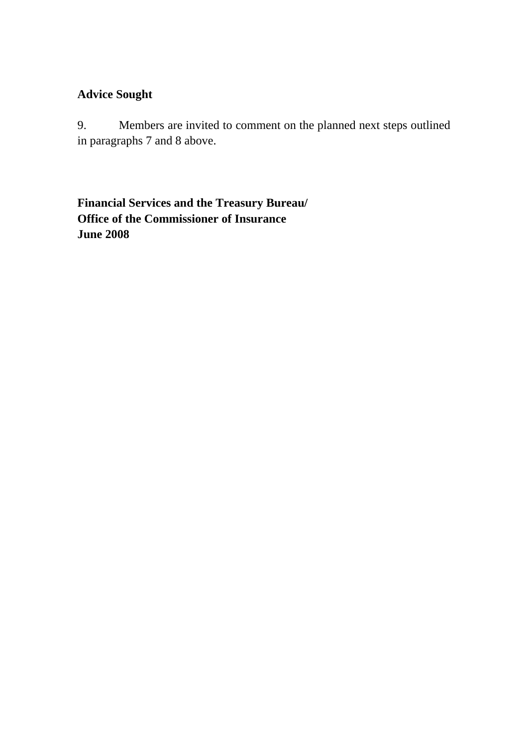**Advice Sought**

9. Members are invited to comment on the planned next steps outlined in paragraphs 7 and 8 above.

**Financial Services and the Treasury Bureau/**
**Office of the Commissioner of Insurance**
**June 2008**